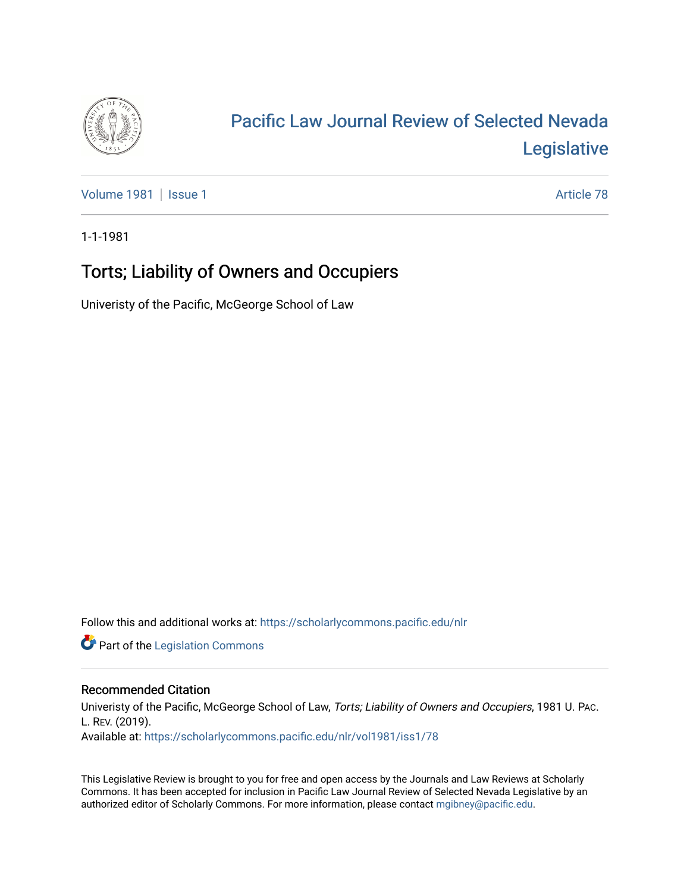# Pacific Law Journal Review of Selected Nevada Legislative

Volume 1981 | Issue 1 Article 78

1-1-1981

## Torts; Liability of Owners and Occupiers

Univeristy of the Pacific, McGeorge School of Law

Follow this and additional works at: https://scholarlycommons.pacific.edu/nlr

Part of the Legislation Commons

### Recommended Citation

Univeristy of the Pacific, McGeorge School of Law, *Torts; Liability of Owners and Occupiers*, 1981 U. PAC. L. REV. (2019).
Available at: https://scholarlycommons.pacific.edu/nlr/vol1981/iss1/78

This Legislative Review is brought to you for free and open access by the Journals and Law Reviews at Scholarly Commons. It has been accepted for inclusion in Pacific Law Journal Review of Selected Nevada Legislative by an authorized editor of Scholarly Commons. For more information, please contact mgibney@pacific.edu.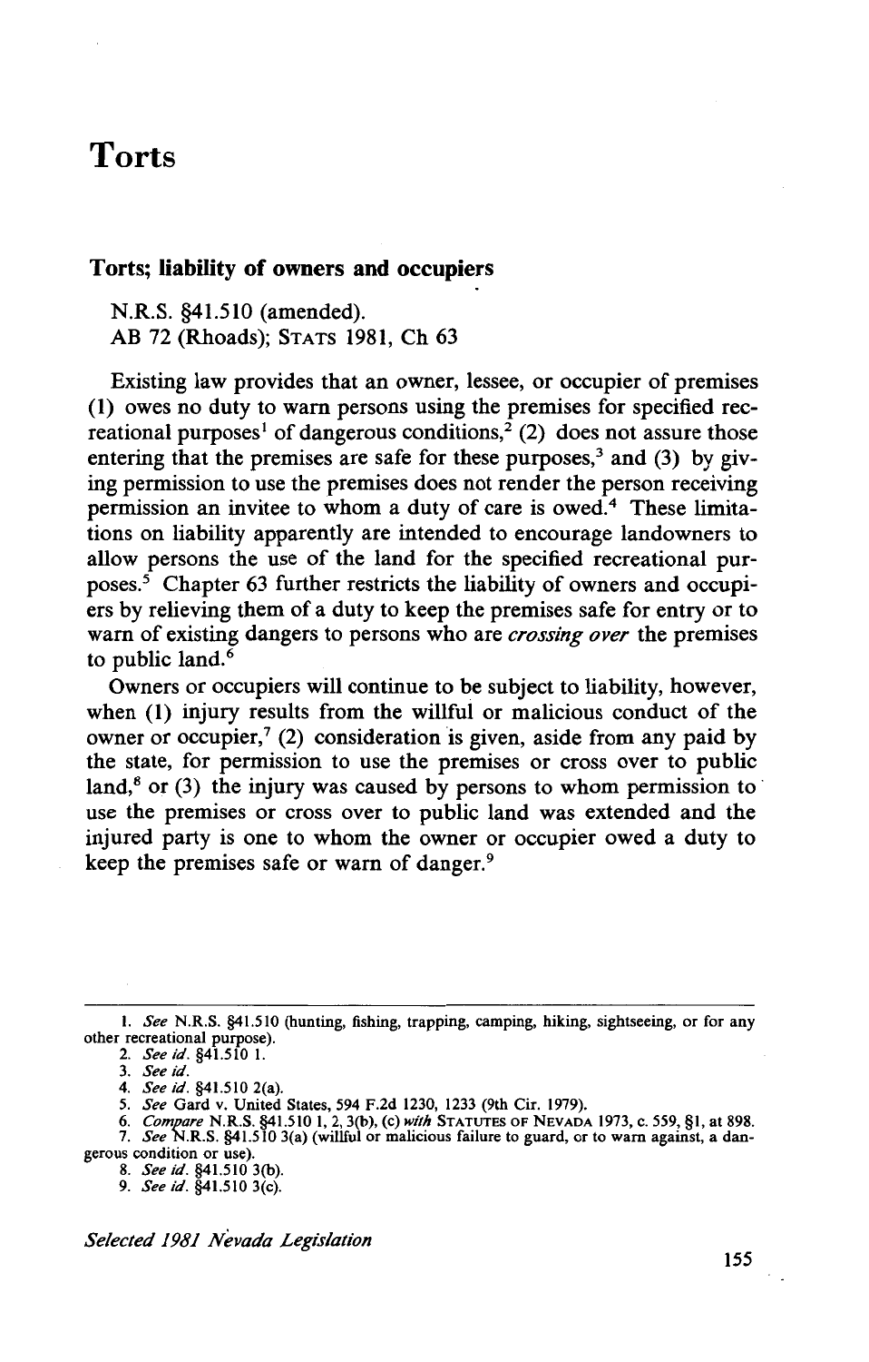# Torts

## Torts; liability of owners and occupiers

N.R.S. §41.510 (amended).
AB 72 (Rhoads); STATS 1981, Ch 63

Existing law provides that an owner, lessee, or occupier of premises (1) owes no duty to warn persons using the premises for specified recreational purposes[1] of dangerous conditions,[2] (2) does not assure those entering that the premises are safe for these purposes,[3] and (3) by giving permission to use the premises does not render the person receiving permission an invitee to whom a duty of care is owed.[4] These limitations on liability apparently are intended to encourage landowners to allow persons the use of the land for the specified recreational purposes.[5] Chapter 63 further restricts the liability of owners and occupiers by relieving them of a duty to keep the premises safe for entry or to warn of existing dangers to persons who are *crossing over* the premises to public land.[6]

Owners or occupiers will continue to be subject to liability, however, when (1) injury results from the willful or malicious conduct of the owner or occupier,[7] (2) consideration is given, aside from any paid by the state, for permission to use the premises or cross over to public land,[8] or (3) the injury was caused by persons to whom permission to use the premises or cross over to public land was extended and the injured party is one to whom the owner or occupier owed a duty to keep the premises safe or warn of danger.[9]

---

1. *See* N.R.S. §41.510 (hunting, fishing, trapping, camping, hiking, sightseeing, or for any other recreational purpose).
2. *See id.* §41.510 1.
3. *See id.*
4. *See id.* §41.510 2(a).
5. *See* Gard v. United States, 594 F.2d 1230, 1233 (9th Cir. 1979).
6. *Compare* N.R.S. §41.510 1, 2, 3(b), (c) *with* STATUTES OF NEVADA 1973, c. 559, §1, at 898.
7. *See* N.R.S. §41.510 3(a) (willful or malicious failure to guard, or to warn against, a dangerous condition or use).
8. *See id.* §41.510 3(b).
9. *See id.* §41.510 3(c).